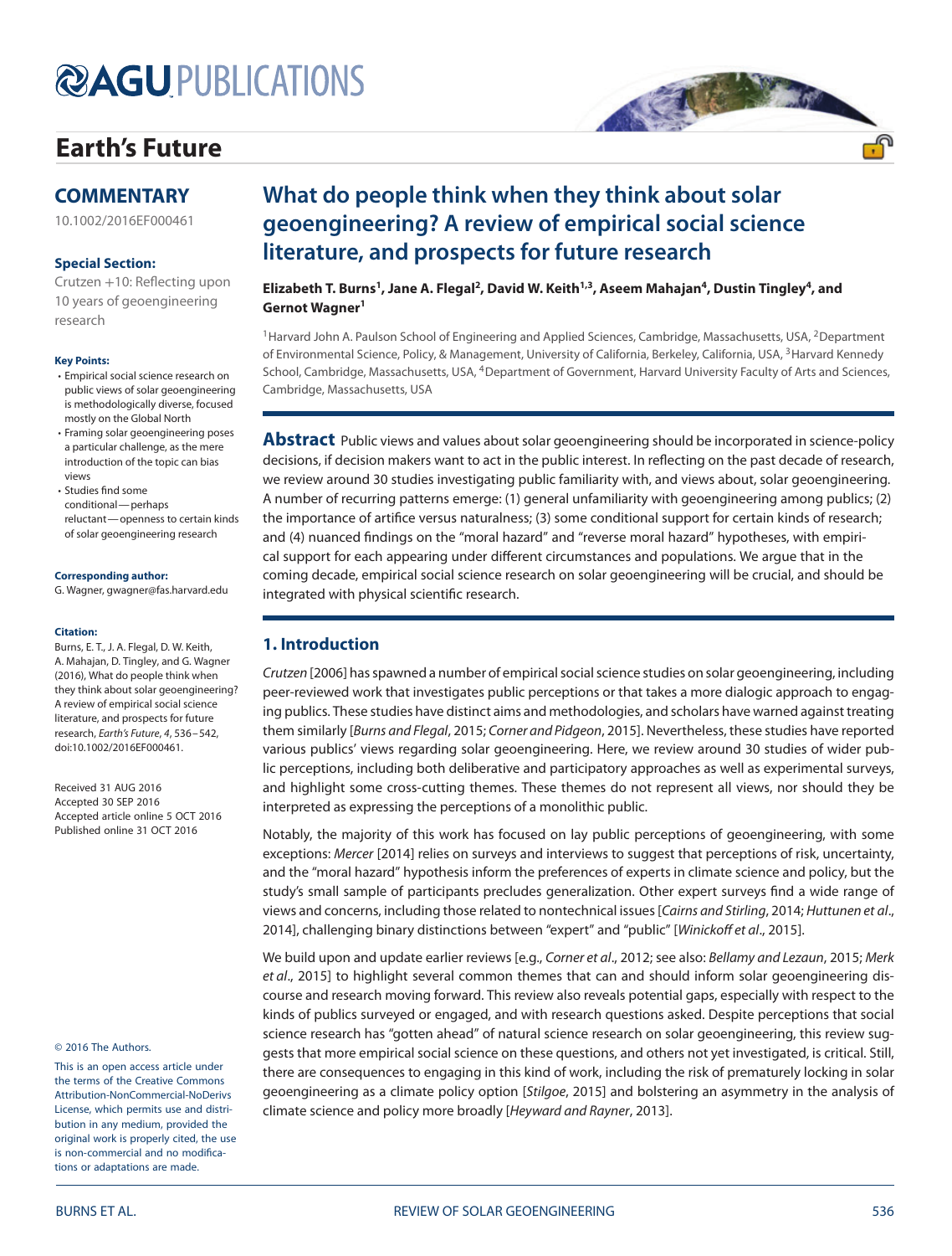# What do people think when they think about solar geoengineering? A review of empirical social science literature, and prospects for future research

**COMMENTARY**

10.1002/2016EF000461

**Special Section:**

Crutzen +10: Reflecting upon 10 years of geoengineering research

**Key Points:**

- Empirical social science research on public views of solar geoengineering is methodologically diverse, focused mostly on the Global North
- Framing solar geoengineering poses a particular challenge, as the mere introduction of the topic can bias views
- Studies find some conditional—perhaps reluctant—openness to certain kinds of solar geoengineering research

**Corresponding author:**

G. Wagner, gwagner@fas.harvard.edu

**Citation:**

Burns, E. T., J. A. Flegal, D. W. Keith, A. Mahajan, D. Tingley, and G. Wagner (2016), What do people think when they think about solar geoengineering? A review of empirical social science literature, and prospects for future research, *Earth's Future*, *4*, 536–542, doi:10.1002/2016EF000461.

Received 31 AUG 2016
Accepted 30 SEP 2016
Accepted article online 5 OCT 2016
Published online 31 OCT 2016

© 2016 The Authors.

This is an open access article under the terms of the Creative Commons Attribution-NonCommercial-NoDerivs License, which permits use and distribution in any medium, provided the original work is properly cited, the use is non-commercial and no modifications or adaptations are made.

**Elizabeth T. Burns[1], Jane A. Flegal[2], David W. Keith[1,3], Aseem Mahajan[4], Dustin Tingley[4], and Gernot Wagner[1]**

[1]Harvard John A. Paulson School of Engineering and Applied Sciences, Cambridge, Massachusetts, USA, [2]Department of Environmental Science, Policy, & Management, University of California, Berkeley, California, USA, [3]Harvard Kennedy School, Cambridge, Massachusetts, USA, [4]Department of Government, Harvard University Faculty of Arts and Sciences, Cambridge, Massachusetts, USA

**Abstract** Public views and values about solar geoengineering should be incorporated in science-policy decisions, if decision makers want to act in the public interest. In reflecting on the past decade of research, we review around 30 studies investigating public familiarity with, and views about, solar geoengineering. A number of recurring patterns emerge: (1) general unfamiliarity with geoengineering among publics; (2) the importance of artifice versus naturalness; (3) some conditional support for certain kinds of research; and (4) nuanced findings on the "moral hazard" and "reverse moral hazard" hypotheses, with empirical support for each appearing under different circumstances and populations. We argue that in the coming decade, empirical social science research on solar geoengineering will be crucial, and should be integrated with physical scientific research.

## 1. Introduction

*Crutzen* [2006] has spawned a number of empirical social science studies on solar geoengineering, including peer-reviewed work that investigates public perceptions or that takes a more dialogic approach to engaging publics. These studies have distinct aims and methodologies, and scholars have warned against treating them similarly [*Burns and Flegal*, 2015; *Corner and Pidgeon*, 2015]. Nevertheless, these studies have reported various publics' views regarding solar geoengineering. Here, we review around 30 studies of wider public perceptions, including both deliberative and participatory approaches as well as experimental surveys, and highlight some cross-cutting themes. These themes do not represent all views, nor should they be interpreted as expressing the perceptions of a monolithic public.

Notably, the majority of this work has focused on lay public perceptions of geoengineering, with some exceptions: *Mercer* [2014] relies on surveys and interviews to suggest that perceptions of risk, uncertainty, and the "moral hazard" hypothesis inform the preferences of experts in climate science and policy, but the study's small sample of participants precludes generalization. Other expert surveys find a wide range of views and concerns, including those related to nontechnical issues [*Cairns and Stirling*, 2014; *Huttunen et al*., 2014], challenging binary distinctions between "expert" and "public" [*Winickoff et al*., 2015].

We build upon and update earlier reviews [e.g., *Corner et al*., 2012; see also: *Bellamy and Lezaun*, 2015; *Merk et al*., 2015] to highlight several common themes that can and should inform solar geoengineering discourse and research moving forward. This review also reveals potential gaps, especially with respect to the kinds of publics surveyed or engaged, and with research questions asked. Despite perceptions that social science research has "gotten ahead" of natural science research on solar geoengineering, this review suggests that more empirical social science on these questions, and others not yet investigated, is critical. Still, there are consequences to engaging in this kind of work, including the risk of prematurely locking in solar geoengineering as a climate policy option [*Stilgoe*, 2015] and bolstering an asymmetry in the analysis of climate science and policy more broadly [*Heyward and Rayner*, 2013].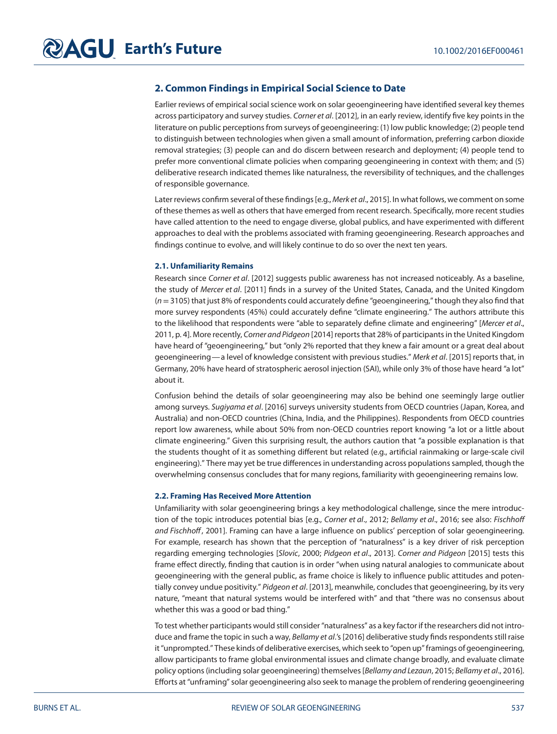## 2. Common Findings in Empirical Social Science to Date

Earlier reviews of empirical social science work on solar geoengineering have identified several key themes across participatory and survey studies. *Corner et al*. [2012], in an early review, identify five key points in the literature on public perceptions from surveys of geoengineering: (1) low public knowledge; (2) people tend to distinguish between technologies when given a small amount of information, preferring carbon dioxide removal strategies; (3) people can and do discern between research and deployment; (4) people tend to prefer more conventional climate policies when comparing geoengineering in context with them; and (5) deliberative research indicated themes like naturalness, the reversibility of techniques, and the challenges of responsible governance.

Later reviews confirm several of these findings [e.g., *Merk et al*., 2015]. In what follows, we comment on some of these themes as well as others that have emerged from recent research. Specifically, more recent studies have called attention to the need to engage diverse, global publics, and have experimented with different approaches to deal with the problems associated with framing geoengineering. Research approaches and findings continue to evolve, and will likely continue to do so over the next ten years.

### 2.1. Unfamiliarity Remains

Research since *Corner et al*. [2012] suggests public awareness has not increased noticeably. As a baseline, the study of *Mercer et al*. [2011] finds in a survey of the United States, Canada, and the United Kingdom ($n = 3105$) that just 8% of respondents could accurately define "geoengineering," though they also find that more survey respondents (45%) could accurately define "climate engineering." The authors attribute this to the likelihood that respondents were "able to separately define climate and engineering" [*Mercer et al*., 2011, p. 4]. More recently, *Corner and Pidgeon* [2014] reports that 28% of participants in the United Kingdom have heard of "geoengineering," but "only 2% reported that they knew a fair amount or a great deal about geoengineering—a level of knowledge consistent with previous studies." *Merk et al*. [2015] reports that, in Germany, 20% have heard of stratospheric aerosol injection (SAI), while only 3% of those have heard "a lot" about it.

Confusion behind the details of solar geoengineering may also be behind one seemingly large outlier among surveys. *Sugiyama et al*. [2016] surveys university students from OECD countries (Japan, Korea, and Australia) and non-OECD countries (China, India, and the Philippines). Respondents from OECD countries report low awareness, while about 50% from non-OECD countries report knowing "a lot or a little about climate engineering." Given this surprising result, the authors caution that "a possible explanation is that the students thought of it as something different but related (e.g., artificial rainmaking or large-scale civil engineering)." There may yet be true differences in understanding across populations sampled, though the overwhelming consensus concludes that for many regions, familiarity with geoengineering remains low.

### 2.2. Framing Has Received More Attention

Unfamiliarity with solar geoengineering brings a key methodological challenge, since the mere introduction of the topic introduces potential bias [e.g., *Corner et al*., 2012; *Bellamy et al*., 2016; see also: *Fischhoff and Fischhoff*, 2001]. Framing can have a large influence on publics' perception of solar geoengineering. For example, research has shown that the perception of "naturalness" is a key driver of risk perception regarding emerging technologies [*Slovic*, 2000; *Pidgeon et al*., 2013]. *Corner and Pidgeon* [2015] tests this frame effect directly, finding that caution is in order "when using natural analogies to communicate about geoengineering with the general public, as frame choice is likely to influence public attitudes and potentially convey undue positivity." *Pidgeon et al*. [2013], meanwhile, concludes that geoengineering, by its very nature, "meant that natural systems would be interfered with" and that "there was no consensus about whether this was a good or bad thing."

To test whether participants would still consider "naturalness" as a key factor if the researchers did not introduce and frame the topic in such a way, *Bellamy et al*.'s [2016] deliberative study finds respondents still raise it "unprompted." These kinds of deliberative exercises, which seek to "open up" framings of geoengineering, allow participants to frame global environmental issues and climate change broadly, and evaluate climate policy options (including solar geoengineering) themselves [*Bellamy and Lezaun*, 2015; *Bellamy et al*., 2016]. Efforts at "unframing" solar geoengineering also seek to manage the problem of rendering geoengineering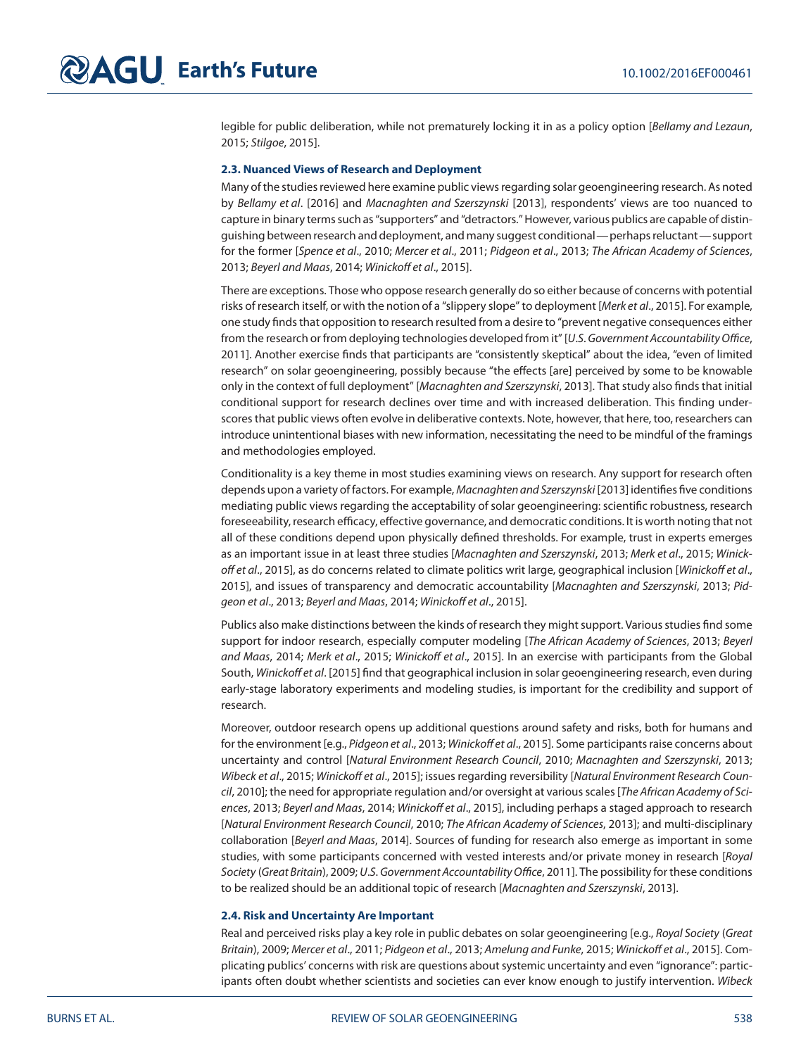legible for public deliberation, while not prematurely locking it in as a policy option [*Bellamy and Lezaun*, 2015; *Stilgoe*, 2015].

### 2.3. Nuanced Views of Research and Deployment

Many of the studies reviewed here examine public views regarding solar geoengineering research. As noted by *Bellamy et al*. [2016] and *Macnaghten and Szerszynski* [2013], respondents' views are too nuanced to capture in binary terms such as "supporters" and "detractors." However, various publics are capable of distinguishing between research and deployment, and many suggest conditional — perhaps reluctant — support for the former [*Spence et al*., 2010; *Mercer et al*., 2011; *Pidgeon et al*., 2013; *The African Academy of Sciences*, 2013; *Beyerl and Maas*, 2014; *Winickoff et al*., 2015].

There are exceptions. Those who oppose research generally do so either because of concerns with potential risks of research itself, or with the notion of a "slippery slope" to deployment [*Merk et al*., 2015]. For example, one study finds that opposition to research resulted from a desire to "prevent negative consequences either from the research or from deploying technologies developed from it" [*U.S. Government Accountability Office*, 2011]. Another exercise finds that participants are "consistently skeptical" about the idea, "even of limited research" on solar geoengineering, possibly because "the effects [are] perceived by some to be knowable only in the context of full deployment" [*Macnaghten and Szerszynski*, 2013]. That study also finds that initial conditional support for research declines over time and with increased deliberation. This finding underscores that public views often evolve in deliberative contexts. Note, however, that here, too, researchers can introduce unintentional biases with new information, necessitating the need to be mindful of the framings and methodologies employed.

Conditionality is a key theme in most studies examining views on research. Any support for research often depends upon a variety of factors. For example, *Macnaghten and Szerszynski* [2013] identifies five conditions mediating public views regarding the acceptability of solar geoengineering: scientific robustness, research foreseeability, research efficacy, effective governance, and democratic conditions. It is worth noting that not all of these conditions depend upon physically defined thresholds. For example, trust in experts emerges as an important issue in at least three studies [*Macnaghten and Szerszynski*, 2013; *Merk et al*., 2015; *Winickoff et al*., 2015], as do concerns related to climate politics writ large, geographical inclusion [*Winickoff et al*., 2015], and issues of transparency and democratic accountability [*Macnaghten and Szerszynski*, 2013; *Pidgeon et al*., 2013; *Beyerl and Maas*, 2014; *Winickoff et al*., 2015].

Publics also make distinctions between the kinds of research they might support. Various studies find some support for indoor research, especially computer modeling [*The African Academy of Sciences*, 2013; *Beyerl and Maas*, 2014; *Merk et al*., 2015; *Winickoff et al*., 2015]. In an exercise with participants from the Global South, *Winickoff et al*. [2015] find that geographical inclusion in solar geoengineering research, even during early-stage laboratory experiments and modeling studies, is important for the credibility and support of research.

Moreover, outdoor research opens up additional questions around safety and risks, both for humans and for the environment [e.g., *Pidgeon et al*., 2013; *Winickoff et al*., 2015]. Some participants raise concerns about uncertainty and control [*Natural Environment Research Council*, 2010; *Macnaghten and Szerszynski*, 2013; *Wibeck et al*., 2015; *Winickoff et al*., 2015]; issues regarding reversibility [*Natural Environment Research Council*, 2010]; the need for appropriate regulation and/or oversight at various scales [*The African Academy of Sciences*, 2013; *Beyerl and Maas*, 2014; *Winickoff et al*., 2015], including perhaps a staged approach to research [*Natural Environment Research Council*, 2010; *The African Academy of Sciences*, 2013]; and multi-disciplinary collaboration [*Beyerl and Maas*, 2014]. Sources of funding for research also emerge as important in some studies, with some participants concerned with vested interests and/or private money in research [*Royal Society* (*Great Britain*), 2009; *U.S. Government Accountability Office*, 2011]. The possibility for these conditions to be realized should be an additional topic of research [*Macnaghten and Szerszynski*, 2013].

### 2.4. Risk and Uncertainty Are Important

Real and perceived risks play a key role in public debates on solar geoengineering [e.g., *Royal Society* (*Great Britain*), 2009; *Mercer et al*., 2011; *Pidgeon et al*., 2013; *Amelung and Funke*, 2015; *Winickoff et al*., 2015]. Complicating publics' concerns with risk are questions about systemic uncertainty and even "ignorance": participants often doubt whether scientists and societies can ever know enough to justify intervention. *Wibeck*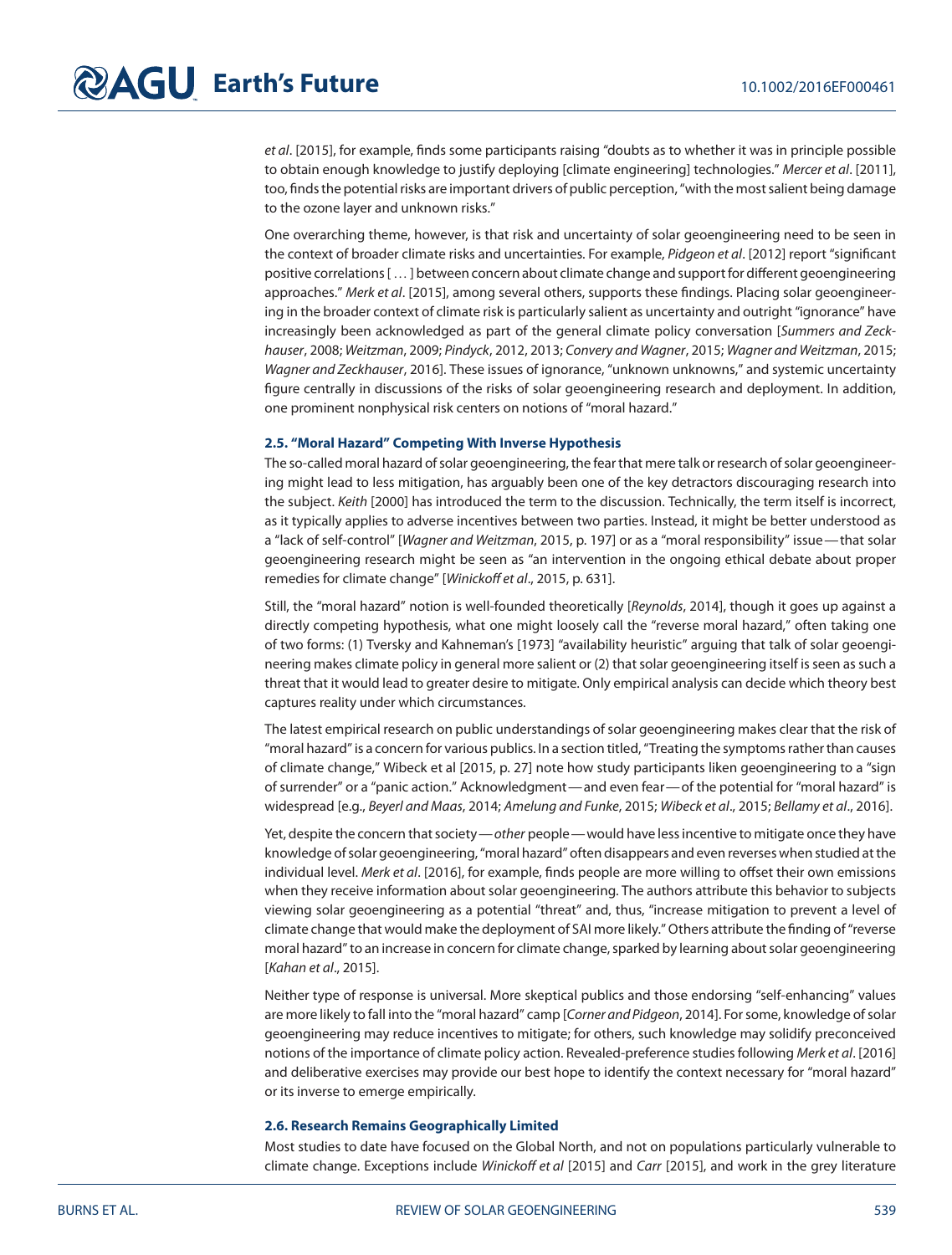*et al*. [2015], for example, finds some participants raising "doubts as to whether it was in principle possible to obtain enough knowledge to justify deploying [climate engineering] technologies." *Mercer et al*. [2011], too, finds the potential risks are important drivers of public perception, "with the most salient being damage to the ozone layer and unknown risks."

One overarching theme, however, is that risk and uncertainty of solar geoengineering need to be seen in the context of broader climate risks and uncertainties. For example, *Pidgeon et al*. [2012] report "significant positive correlations [ … ] between concern about climate change and support for different geoengineering approaches." *Merk et al*. [2015], among several others, supports these findings. Placing solar geoengineering in the broader context of climate risk is particularly salient as uncertainty and outright "ignorance" have increasingly been acknowledged as part of the general climate policy conversation [*Summers and Zeckhauser*, 2008; *Weitzman*, 2009; *Pindyck*, 2012, 2013; *Convery and Wagner*, 2015; *Wagner and Weitzman*, 2015; *Wagner and Zeckhauser*, 2016]. These issues of ignorance, "unknown unknowns," and systemic uncertainty figure centrally in discussions of the risks of solar geoengineering research and deployment. In addition, one prominent nonphysical risk centers on notions of "moral hazard."

### 2.5. "Moral Hazard" Competing With Inverse Hypothesis

The so-called moral hazard of solar geoengineering, the fear that mere talk or research of solar geoengineering might lead to less mitigation, has arguably been one of the key detractors discouraging research into the subject. *Keith* [2000] has introduced the term to the discussion. Technically, the term itself is incorrect, as it typically applies to adverse incentives between two parties. Instead, it might be better understood as a "lack of self-control" [*Wagner and Weitzman*, 2015, p. 197] or as a "moral responsibility" issue — that solar geoengineering research might be seen as "an intervention in the ongoing ethical debate about proper remedies for climate change" [*Winickoff et al*., 2015, p. 631].

Still, the "moral hazard" notion is well-founded theoretically [*Reynolds*, 2014], though it goes up against a directly competing hypothesis, what one might loosely call the "reverse moral hazard," often taking one of two forms: (1) Tversky and Kahneman's [1973] "availability heuristic" arguing that talk of solar geoengineering makes climate policy in general more salient or (2) that solar geoengineering itself is seen as such a threat that it would lead to greater desire to mitigate. Only empirical analysis can decide which theory best captures reality under which circumstances.

The latest empirical research on public understandings of solar geoengineering makes clear that the risk of "moral hazard" is a concern for various publics. In a section titled, "Treating the symptoms rather than causes of climate change," Wibeck et al [2015, p. 27] note how study participants liken geoengineering to a "sign of surrender" or a "panic action." Acknowledgment — and even fear — of the potential for "moral hazard" is widespread [e.g., *Beyerl and Maas*, 2014; *Amelung and Funke*, 2015; *Wibeck et al*., 2015; *Bellamy et al*., 2016].

Yet, despite the concern that society — *other* people — would have less incentive to mitigate once they have knowledge of solar geoengineering, "moral hazard" often disappears and even reverses when studied at the individual level. *Merk et al*. [2016], for example, finds people are more willing to offset their own emissions when they receive information about solar geoengineering. The authors attribute this behavior to subjects viewing solar geoengineering as a potential "threat" and, thus, "increase mitigation to prevent a level of climate change that would make the deployment of SAI more likely." Others attribute the finding of "reverse moral hazard" to an increase in concern for climate change, sparked by learning about solar geoengineering [*Kahan et al*., 2015].

Neither type of response is universal. More skeptical publics and those endorsing "self-enhancing" values are more likely to fall into the "moral hazard" camp [*Corner and Pidgeon*, 2014]. For some, knowledge of solar geoengineering may reduce incentives to mitigate; for others, such knowledge may solidify preconceived notions of the importance of climate policy action. Revealed-preference studies following *Merk et al*. [2016] and deliberative exercises may provide our best hope to identify the context necessary for "moral hazard" or its inverse to emerge empirically.

### 2.6. Research Remains Geographically Limited

Most studies to date have focused on the Global North, and not on populations particularly vulnerable to climate change. Exceptions include *Winickoff et al* [2015] and *Carr* [2015], and work in the grey literature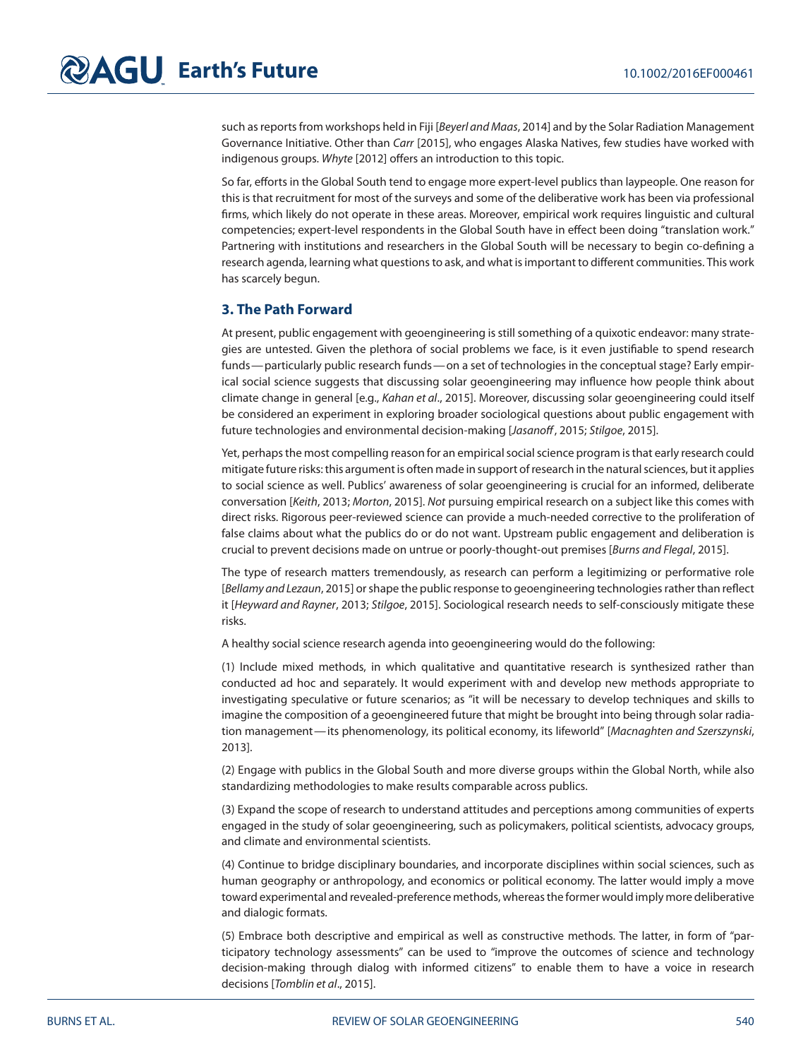such as reports from workshops held in Fiji [*Beyerl and Maas*, 2014] and by the Solar Radiation Management Governance Initiative. Other than *Carr* [2015], who engages Alaska Natives, few studies have worked with indigenous groups. *Whyte* [2012] offers an introduction to this topic.

So far, efforts in the Global South tend to engage more expert-level publics than laypeople. One reason for this is that recruitment for most of the surveys and some of the deliberative work has been via professional firms, which likely do not operate in these areas. Moreover, empirical work requires linguistic and cultural competencies; expert-level respondents in the Global South have in effect been doing "translation work." Partnering with institutions and researchers in the Global South will be necessary to begin co-defining a research agenda, learning what questions to ask, and what is important to different communities. This work has scarcely begun.

## 3. The Path Forward

At present, public engagement with geoengineering is still something of a quixotic endeavor: many strategies are untested. Given the plethora of social problems we face, is it even justifiable to spend research funds — particularly public research funds — on a set of technologies in the conceptual stage? Early empirical social science suggests that discussing solar geoengineering may influence how people think about climate change in general [e.g., *Kahan et al*., 2015]. Moreover, discussing solar geoengineering could itself be considered an experiment in exploring broader sociological questions about public engagement with future technologies and environmental decision-making [*Jasanoff*, 2015; *Stilgoe*, 2015].

Yet, perhaps the most compelling reason for an empirical social science program is that early research could mitigate future risks: this argument is often made in support of research in the natural sciences, but it applies to social science as well. Publics' awareness of solar geoengineering is crucial for an informed, deliberate conversation [*Keith*, 2013; *Morton*, 2015]. *Not* pursuing empirical research on a subject like this comes with direct risks. Rigorous peer-reviewed science can provide a much-needed corrective to the proliferation of false claims about what the publics do or do not want. Upstream public engagement and deliberation is crucial to prevent decisions made on untrue or poorly-thought-out premises [*Burns and Flegal*, 2015].

The type of research matters tremendously, as research can perform a legitimizing or performative role [*Bellamy and Lezaun*, 2015] or shape the public response to geoengineering technologies rather than reflect it [*Heyward and Rayner*, 2013; *Stilgoe*, 2015]. Sociological research needs to self-consciously mitigate these risks.

A healthy social science research agenda into geoengineering would do the following:

(1) Include mixed methods, in which qualitative and quantitative research is synthesized rather than conducted ad hoc and separately. It would experiment with and develop new methods appropriate to investigating speculative or future scenarios; as "it will be necessary to develop techniques and skills to imagine the composition of a geoengineered future that might be brought into being through solar radiation management — its phenomenology, its political economy, its lifeworld" [*Macnaghten and Szerszynski*, 2013].

(2) Engage with publics in the Global South and more diverse groups within the Global North, while also standardizing methodologies to make results comparable across publics.

(3) Expand the scope of research to understand attitudes and perceptions among communities of experts engaged in the study of solar geoengineering, such as policymakers, political scientists, advocacy groups, and climate and environmental scientists.

(4) Continue to bridge disciplinary boundaries, and incorporate disciplines within social sciences, such as human geography or anthropology, and economics or political economy. The latter would imply a move toward experimental and revealed-preference methods, whereas the former would imply more deliberative and dialogic formats.

(5) Embrace both descriptive and empirical as well as constructive methods. The latter, in form of "participatory technology assessments" can be used to "improve the outcomes of science and technology decision-making through dialog with informed citizens" to enable them to have a voice in research decisions [*Tomblin et al*., 2015].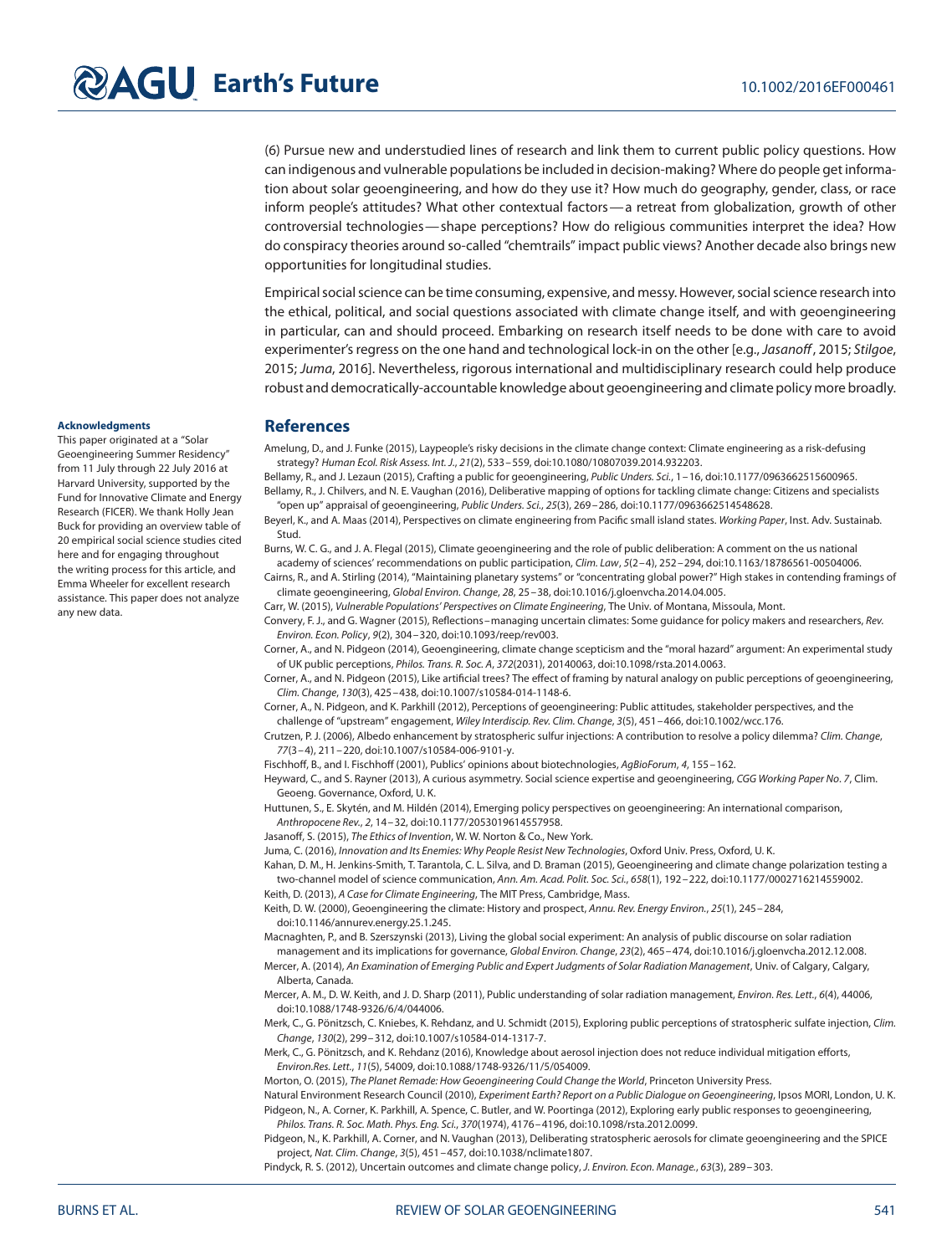(6) Pursue new and understudied lines of research and link them to current public policy questions. How can indigenous and vulnerable populations be included in decision-making? Where do people get information about solar geoengineering, and how do they use it? How much do geography, gender, class, or race inform people's attitudes? What other contextual factors — a retreat from globalization, growth of other controversial technologies — shape perceptions? How do religious communities interpret the idea? How do conspiracy theories around so-called "chemtrails" impact public views? Another decade also brings new opportunities for longitudinal studies.

Empirical social science can be time consuming, expensive, and messy. However, social science research into the ethical, political, and social questions associated with climate change itself, and with geoengineering in particular, can and should proceed. Embarking on research itself needs to be done with care to avoid experimenter's regress on the one hand and technological lock-in on the other [e.g., *Jasanoff*, 2015; *Stilgoe*, 2015; *Juma*, 2016]. Nevertheless, rigorous international and multidisciplinary research could help produce robust and democratically-accountable knowledge about geoengineering and climate policy more broadly.

**Acknowledgments**

This paper originated at a "Solar Geoengineering Summer Residency" from 11 July through 22 July 2016 at Harvard University, supported by the Fund for Innovative Climate and Energy Research (FICER). We thank Holly Jean Buck for providing an overview table of 20 empirical social science studies cited here and for engaging throughout the writing process for this article, and Emma Wheeler for excellent research assistance. This paper does not analyze any new data.

## References

Amelung, D., and J. Funke (2015), Laypeople's risky decisions in the climate change context: Climate engineering as a risk-defusing strategy? *Human Ecol. Risk Assess. Int. J.*, *21*(2), 533–559, doi:10.1080/10807039.2014.932203.

Bellamy, R., and J. Lezaun (2015), Crafting a public for geoengineering, *Public Unders. Sci.*, 1–16, doi:10.1177/0963662515600965.

Bellamy, R., J. Chilvers, and N. E. Vaughan (2016), Deliberative mapping of options for tackling climate change: Citizens and specialists "open up" appraisal of geoengineering, *Public Unders. Sci.*, *25*(3), 269–286, doi:10.1177/0963662514548628.

Beyerl, K., and A. Maas (2014), Perspectives on climate engineering from Pacific small island states. *Working Paper*, Inst. Adv. Sustainab. Stud.

Burns, W. C. G., and J. A. Flegal (2015), Climate geoengineering and the role of public deliberation: A comment on the us national academy of sciences' recommendations on public participation, *Clim. Law*, *5*(2–4), 252–294, doi:10.1163/18786561-00504006.

Cairns, R., and A. Stirling (2014), "Maintaining planetary systems" or "concentrating global power?" High stakes in contending framings of climate geoengineering, *Global Environ. Change*, *28*, 25–38, doi:10.1016/j.gloenvcha.2014.04.005.

Carr, W. (2015), *Vulnerable Populations' Perspectives on Climate Engineering*, The Univ. of Montana, Missoula, Mont.

Convery, F. J., and G. Wagner (2015), Reflections–managing uncertain climates: Some guidance for policy makers and researchers, *Rev. Environ. Econ. Policy*, *9*(2), 304–320, doi:10.1093/reep/rev003.

Corner, A., and N. Pidgeon (2014), Geoengineering, climate change scepticism and the "moral hazard" argument: An experimental study of UK public perceptions, *Philos. Trans. R. Soc. A*, *372*(2031), 20140063, doi:10.1098/rsta.2014.0063.

Corner, A., and N. Pidgeon (2015), Like artificial trees? The effect of framing by natural analogy on public perceptions of geoengineering, *Clim. Change*, *130*(3), 425–438, doi:10.1007/s10584-014-1148-6.

Corner, A., N. Pidgeon, and K. Parkhill (2012), Perceptions of geoengineering: Public attitudes, stakeholder perspectives, and the challenge of "upstream" engagement, *Wiley Interdiscip. Rev. Clim. Change*, *3*(5), 451–466, doi:10.1002/wcc.176.

Crutzen, P. J. (2006), Albedo enhancement by stratospheric sulfur injections: A contribution to resolve a policy dilemma? *Clim. Change*, *77*(3–4), 211–220, doi:10.1007/s10584-006-9101-y.

Fischhoff, B., and I. Fischhoff (2001), Publics' opinions about biotechnologies, *AgBioForum*, *4*, 155–162.

Heyward, C., and S. Rayner (2013), A curious asymmetry. Social science expertise and geoengineering, *CGG Working Paper No. 7*, Clim. Geoeng. Governance, Oxford, U. K.

Huttunen, S., E. Skytén, and M. Hildén (2014), Emerging policy perspectives on geoengineering: An international comparison, *Anthropocene Rev.*, *2*, 14–32, doi:10.1177/2053019614557958.

Jasanoff, S. (2015), *The Ethics of Invention*, W. W. Norton & Co., New York.

Juma, C. (2016), *Innovation and Its Enemies: Why People Resist New Technologies*, Oxford Univ. Press, Oxford, U. K.

Kahan, D. M., H. Jenkins-Smith, T. Tarantola, C. L. Silva, and D. Braman (2015), Geoengineering and climate change polarization testing a two-channel model of science communication, *Ann. Am. Acad. Polit. Soc. Sci.*, *658*(1), 192–222, doi:10.1177/0002716214559002.

Keith, D. (2013), *A Case for Climate Engineering*, The MIT Press, Cambridge, Mass.

Keith, D. W. (2000), Geoengineering the climate: History and prospect, *Annu. Rev. Energy Environ.*, *25*(1), 245–284, doi:10.1146/annurev.energy.25.1.245.

Macnaghten, P., and B. Szerszynski (2013), Living the global social experiment: An analysis of public discourse on solar radiation management and its implications for governance, *Global Environ. Change*, *23*(2), 465–474, doi:10.1016/j.gloenvcha.2012.12.008.

Mercer, A. (2014), *An Examination of Emerging Public and Expert Judgments of Solar Radiation Management*, Univ. of Calgary, Calgary, Alberta, Canada.

Mercer, A. M., D. W. Keith, and J. D. Sharp (2011), Public understanding of solar radiation management, *Environ. Res. Lett.*, *6*(4), 44006, doi:10.1088/1748-9326/6/4/044006.

Merk, C., G. Pönitzsch, C. Kniebes, K. Rehdanz, and U. Schmidt (2015), Exploring public perceptions of stratospheric sulfate injection, *Clim. Change*, *130*(2), 299–312, doi:10.1007/s10584-014-1317-7.

Merk, C., G. Pönitzsch, and K. Rehdanz (2016), Knowledge about aerosol injection does not reduce individual mitigation efforts, *Environ.Res. Lett.*, *11*(5), 54009, doi:10.1088/1748-9326/11/5/054009.

Morton, O. (2015), *The Planet Remade: How Geoengineering Could Change the World*, Princeton University Press.

Natural Environment Research Council (2010), *Experiment Earth? Report on a Public Dialogue on Geoengineering*, Ipsos MORI, London, U. K.

Pidgeon, N., A. Corner, K. Parkhill, A. Spence, C. Butler, and W. Poortinga (2012), Exploring early public responses to geoengineering, *Philos. Trans. R. Soc. Math. Phys. Eng. Sci.*, *370*(1974), 4176–4196, doi:10.1098/rsta.2012.0099.

Pidgeon, N., K. Parkhill, A. Corner, and N. Vaughan (2013), Deliberating stratospheric aerosols for climate geoengineering and the SPICE project, *Nat. Clim. Change*, *3*(5), 451–457, doi:10.1038/nclimate1807.

Pindyck, R. S. (2012), Uncertain outcomes and climate change policy, *J. Environ. Econ. Manage.*, *63*(3), 289–303.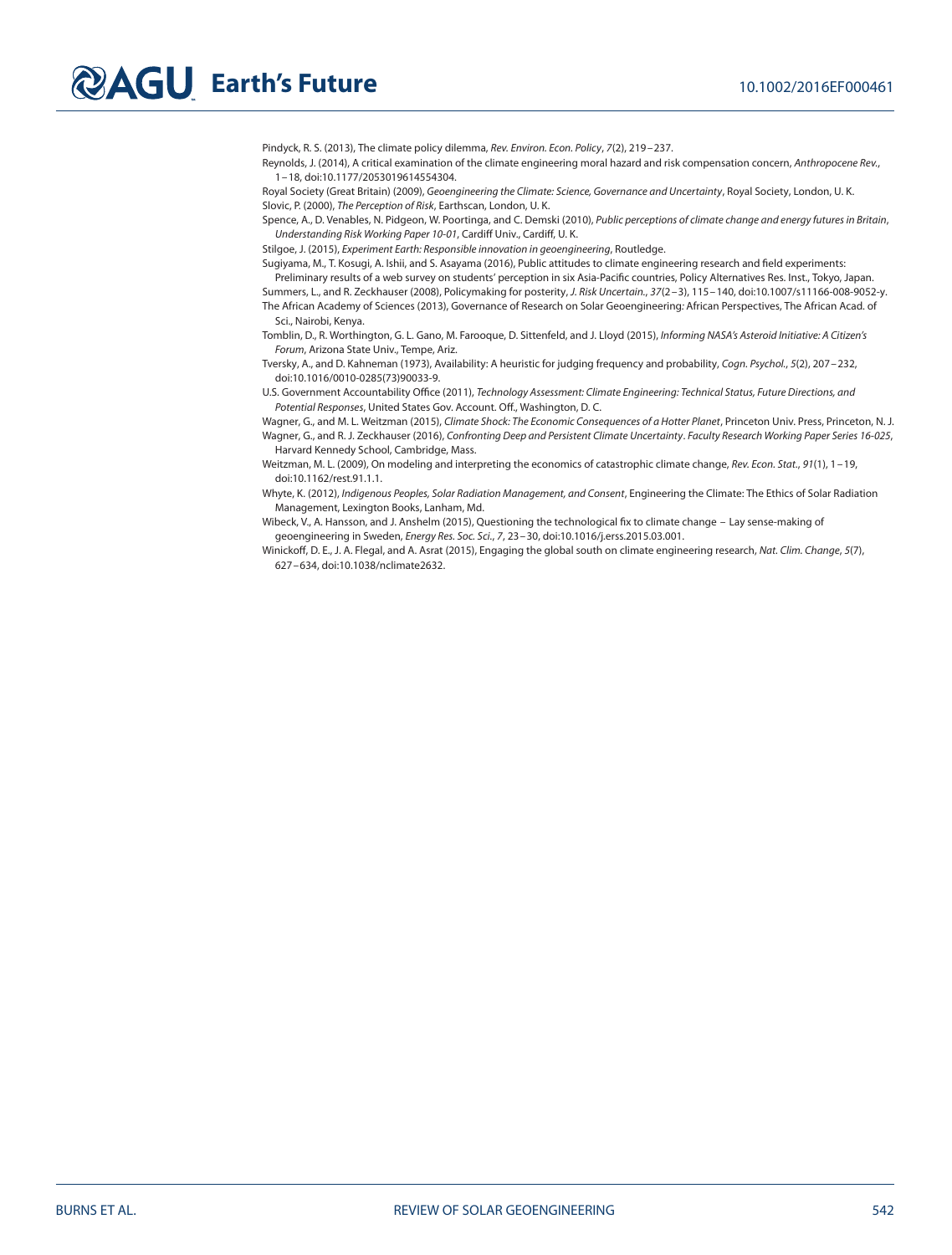Pindyck, R. S. (2013), The climate policy dilemma, *Rev. Environ. Econ. Policy*, *7*(2), 219–237.

Reynolds, J. (2014), A critical examination of the climate engineering moral hazard and risk compensation concern, *Anthropocene Rev.*, 1–18, doi:10.1177/2053019614554304.

Royal Society (Great Britain) (2009), *Geoengineering the Climate: Science, Governance and Uncertainty*, Royal Society, London, U. K.

Slovic, P. (2000), *The Perception of Risk*, Earthscan, London, U. K.

Spence, A., D. Venables, N. Pidgeon, W. Poortinga, and C. Demski (2010), *Public perceptions of climate change and energy futures in Britain*, *Understanding Risk Working Paper 10-01*, Cardiff Univ., Cardiff, U. K.

Stilgoe, J. (2015), *Experiment Earth: Responsible innovation in geoengineering*, Routledge.

Sugiyama, M., T. Kosugi, A. Ishii, and S. Asayama (2016), Public attitudes to climate engineering research and field experiments: Preliminary results of a web survey on students' perception in six Asia-Pacific countries, Policy Alternatives Res. Inst., Tokyo, Japan.

Summers, L., and R. Zeckhauser (2008), Policymaking for posterity, *J. Risk Uncertain.*, *37*(2–3), 115–140, doi:10.1007/s11166-008-9052-y.

The African Academy of Sciences (2013), Governance of Research on Solar Geoengineering: African Perspectives, The African Acad. of Sci., Nairobi, Kenya.

Tomblin, D., R. Worthington, G. L. Gano, M. Farooque, D. Sittenfeld, and J. Lloyd (2015), *Informing NASA's Asteroid Initiative: A Citizen's Forum*, Arizona State Univ., Tempe, Ariz.

Tversky, A., and D. Kahneman (1973), Availability: A heuristic for judging frequency and probability, *Cogn. Psychol.*, *5*(2), 207–232, doi:10.1016/0010-0285(73)90033-9.

U.S. Government Accountability Office (2011), *Technology Assessment: Climate Engineering: Technical Status, Future Directions, and Potential Responses*, United States Gov. Account. Off., Washington, D. C.

Wagner, G., and M. L. Weitzman (2015), *Climate Shock: The Economic Consequences of a Hotter Planet*, Princeton Univ. Press, Princeton, N. J.

Wagner, G., and R. J. Zeckhauser (2016), *Confronting Deep and Persistent Climate Uncertainty*. *Faculty Research Working Paper Series 16-025*, Harvard Kennedy School, Cambridge, Mass.

Weitzman, M. L. (2009), On modeling and interpreting the economics of catastrophic climate change, *Rev. Econ. Stat.*, *91*(1), 1–19, doi:10.1162/rest.91.1.1.

Whyte, K. (2012), *Indigenous Peoples, Solar Radiation Management, and Consent*, Engineering the Climate: The Ethics of Solar Radiation Management, Lexington Books, Lanham, Md.

Wibeck, V., A. Hansson, and J. Anshelm (2015), Questioning the technological fix to climate change – Lay sense-making of geoengineering in Sweden, *Energy Res. Soc. Sci.*, *7*, 23–30, doi:10.1016/j.erss.2015.03.001.

Winickoff, D. E., J. A. Flegal, and A. Asrat (2015), Engaging the global south on climate engineering research, *Nat. Clim. Change*, *5*(7), 627–634, doi:10.1038/nclimate2632.